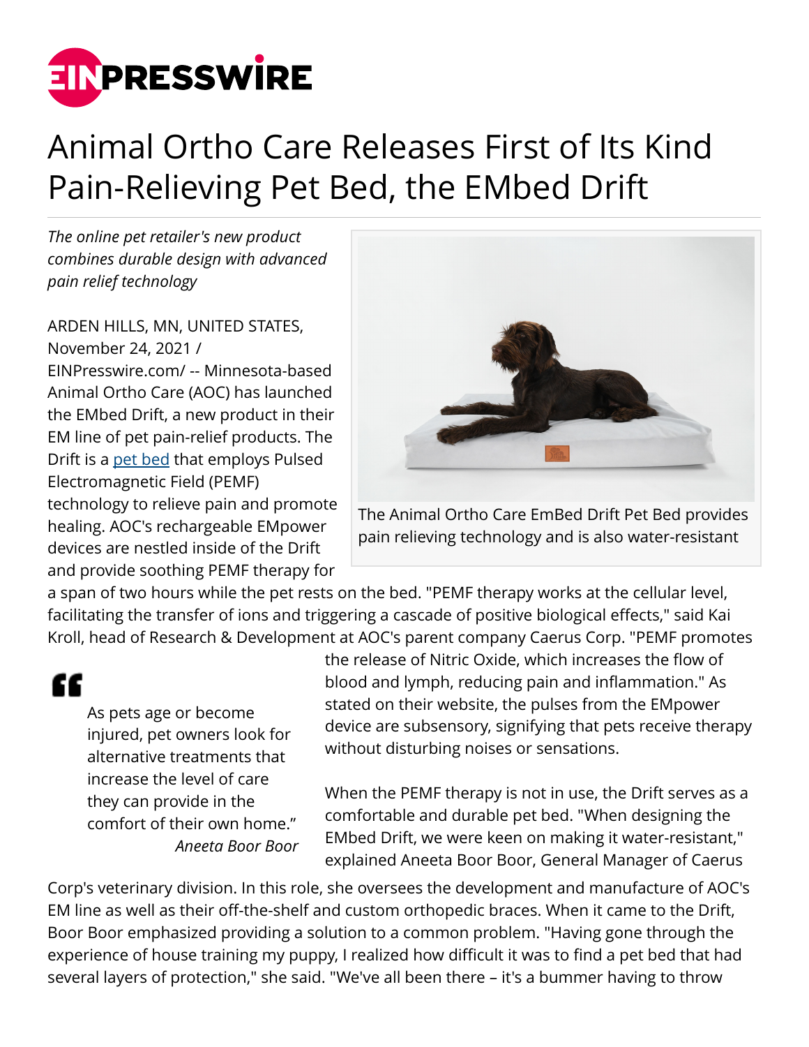# Animal Ortho Care Releases First of Its Kind Pain-Relieving Pet Bed, the EMbed Drift

*The online pet retailer's new product combines durable design with advanced pain relief technology*

The Animal Ortho Care EmBed Drift Pet Bed provides pain relieving technology and is also water-resistant

ARDEN HILLS, MN, UNITED STATES, November 24, 2021 / EINPresswire.com/ -- Minnesota-based Animal Ortho Care (AOC) has launched the EMbed Drift, a new product in their EM line of pet pain-relief products. The Drift is a pet bed that employs Pulsed Electromagnetic Field (PEMF) technology to relieve pain and promote healing. AOC's rechargeable EMpower devices are nestled inside of the Drift and provide soothing PEMF therapy for a span of two hours while the pet rests on the bed. "PEMF therapy works at the cellular level, facilitating the transfer of ions and triggering a cascade of positive biological effects," said Kai Kroll, head of Research & Development at AOC's parent company Caerus Corp. "PEMF promotes the release of Nitric Oxide, which increases the flow of blood and lymph, reducing pain and inflammation." As stated on their website, the pulses from the EMpower device are subsensory, signifying that pets receive therapy without disturbing noises or sensations.

> "As pets age or become injured, pet owners look for alternative treatments that increase the level of care they can provide in the comfort of their own home."
>
> *Aneeta Boor Boor*

When the PEMF therapy is not in use, the Drift serves as a comfortable and durable pet bed. "When designing the EMbed Drift, we were keen on making it water-resistant," explained Aneeta Boor Boor, General Manager of Caerus Corp's veterinary division. In this role, she oversees the development and manufacture of AOC's EM line as well as their off-the-shelf and custom orthopedic braces. When it came to the Drift, Boor Boor emphasized providing a solution to a common problem. "Having gone through the experience of house training my puppy, I realized how difficult it was to find a pet bed that had several layers of protection," she said. "We've all been there – it's a bummer having to throw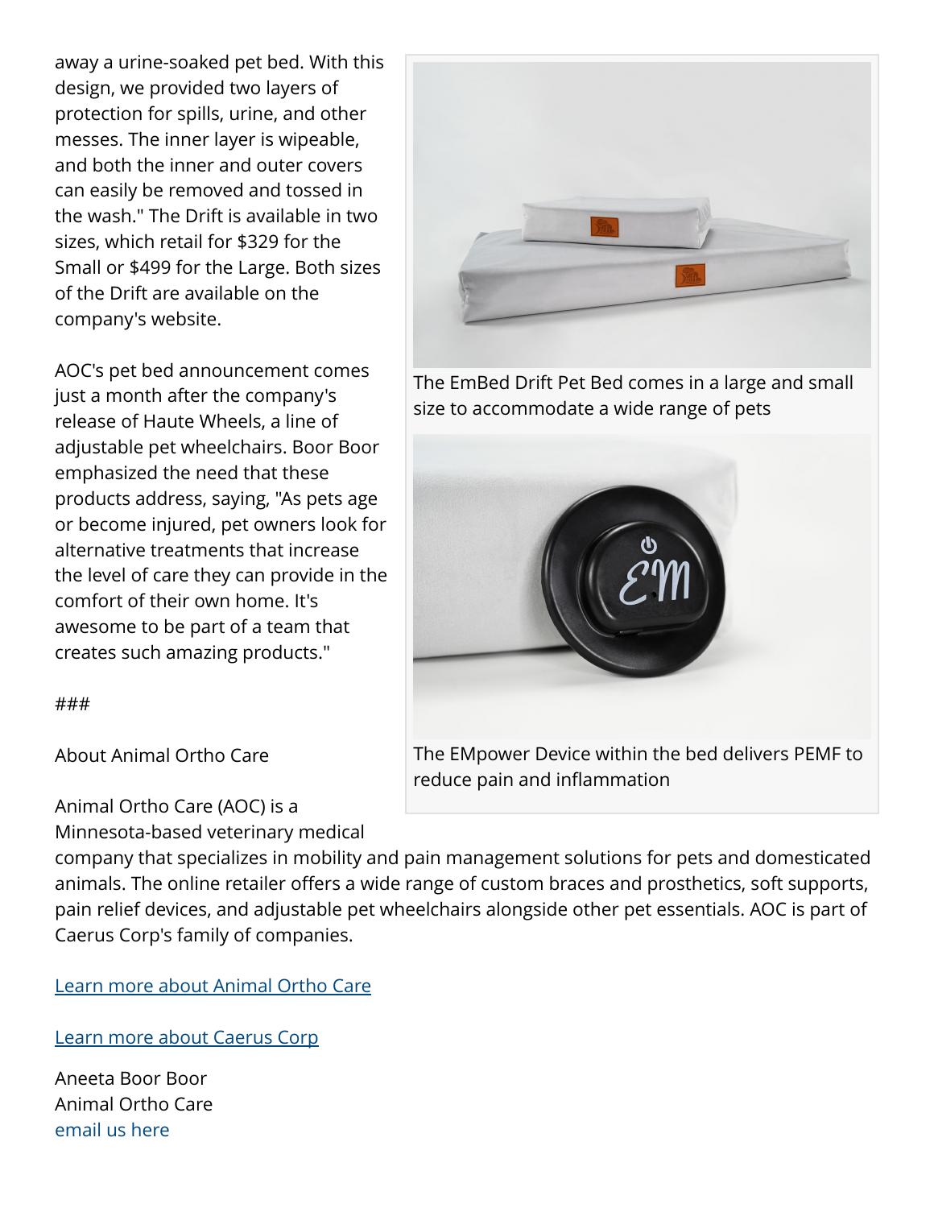away a urine-soaked pet bed. With this design, we provided two layers of protection for spills, urine, and other messes. The inner layer is wipeable, and both the inner and outer covers can easily be removed and tossed in the wash." The Drift is available in two sizes, which retail for $329 for the Small or $499 for the Large. Both sizes of the Drift are available on the company's website.

AOC's pet bed announcement comes just a month after the company's release of Haute Wheels, a line of adjustable pet wheelchairs. Boor Boor emphasized the need that these products address, saying, "As pets age or become injured, pet owners look for alternative treatments that increase the level of care they can provide in the comfort of their own home. It's awesome to be part of a team that creates such amazing products."

The EmBed Drift Pet Bed comes in a large and small size to accommodate a wide range of pets

The EMpower Device within the bed delivers PEMF to reduce pain and inflammation

###

About Animal Ortho Care

Animal Ortho Care (AOC) is a Minnesota-based veterinary medical company that specializes in mobility and pain management solutions for pets and domesticated animals. The online retailer offers a wide range of custom braces and prosthetics, soft supports, pain relief devices, and adjustable pet wheelchairs alongside other pet essentials. AOC is part of Caerus Corp's family of companies.

Learn more about Animal Ortho Care

Learn more about Caerus Corp

Aneeta Boor Boor
Animal Ortho Care
email us here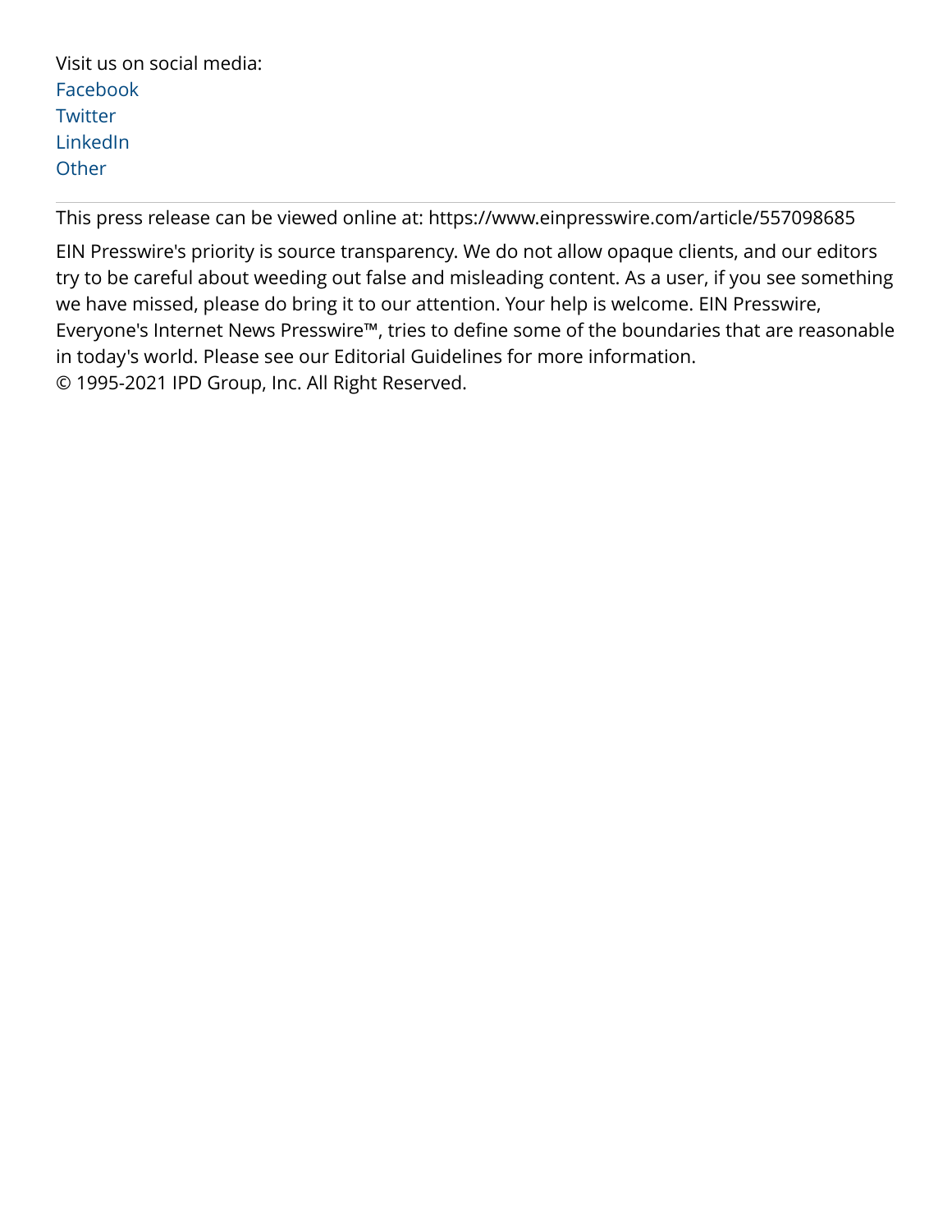Visit us on social media:
Facebook
Twitter
LinkedIn
Other

---

This press release can be viewed online at: https://www.einpresswire.com/article/557098685

EIN Presswire's priority is source transparency. We do not allow opaque clients, and our editors try to be careful about weeding out false and misleading content. As a user, if you see something we have missed, please do bring it to our attention. Your help is welcome. EIN Presswire, Everyone's Internet News Presswire™, tries to define some of the boundaries that are reasonable in today's world. Please see our Editorial Guidelines for more information.
© 1995-2021 IPD Group, Inc. All Right Reserved.